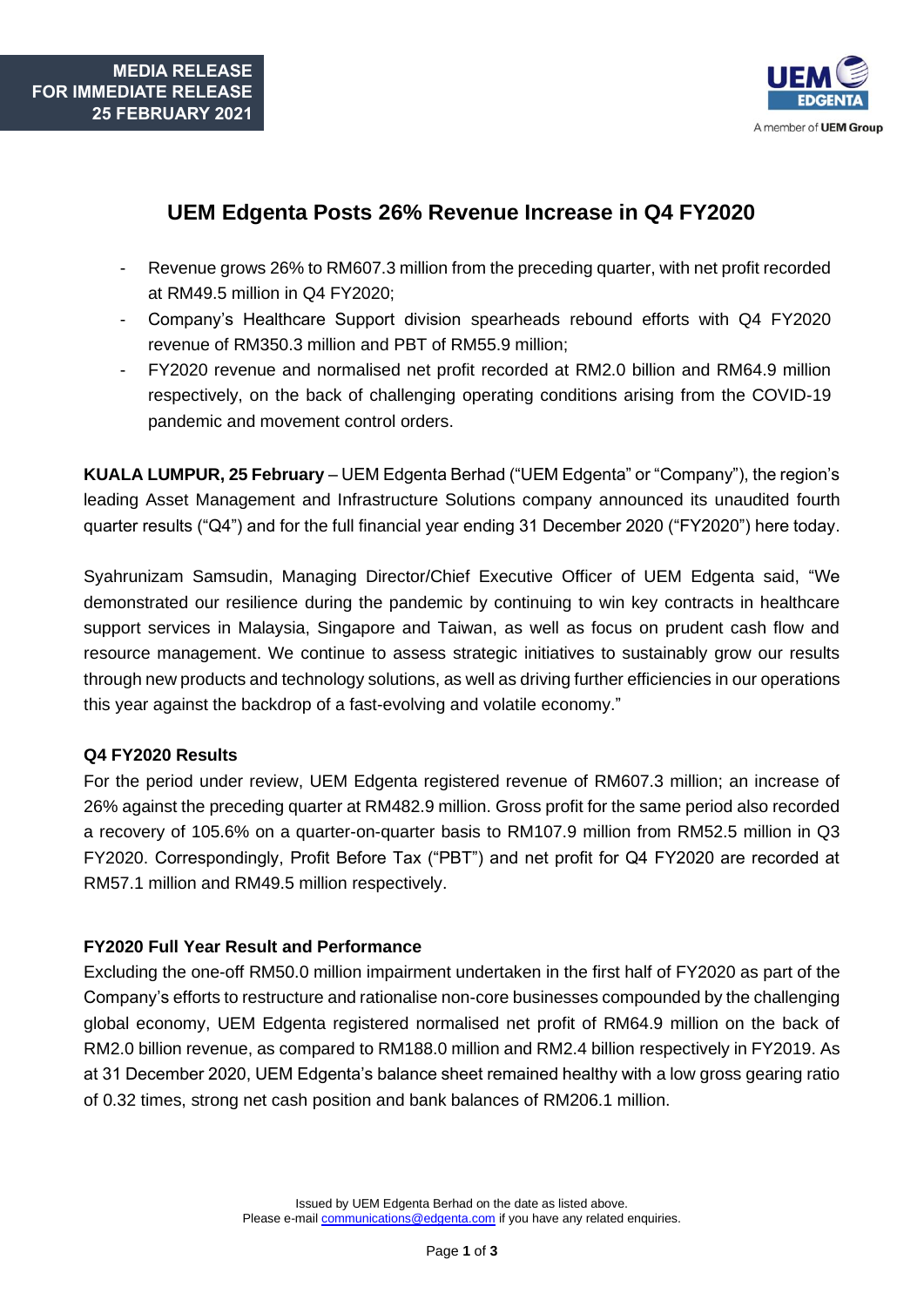**MEDIA RELEASE**
**FOR IMMEDIATE RELEASE**
**25 FEBRUARY 2021**

# UEM Edgenta Posts 26% Revenue Increase in Q4 FY2020

- Revenue grows 26% to RM607.3 million from the preceding quarter, with net profit recorded at RM49.5 million in Q4 FY2020;
- Company's Healthcare Support division spearheads rebound efforts with Q4 FY2020 revenue of RM350.3 million and PBT of RM55.9 million;
- FY2020 revenue and normalised net profit recorded at RM2.0 billion and RM64.9 million respectively, on the back of challenging operating conditions arising from the COVID-19 pandemic and movement control orders.

**KUALA LUMPUR, 25 February** – UEM Edgenta Berhad ("UEM Edgenta" or "Company"), the region's leading Asset Management and Infrastructure Solutions company announced its unaudited fourth quarter results ("Q4") and for the full financial year ending 31 December 2020 ("FY2020") here today.

Syahrunizam Samsudin, Managing Director/Chief Executive Officer of UEM Edgenta said, "We demonstrated our resilience during the pandemic by continuing to win key contracts in healthcare support services in Malaysia, Singapore and Taiwan, as well as focus on prudent cash flow and resource management. We continue to assess strategic initiatives to sustainably grow our results through new products and technology solutions, as well as driving further efficiencies in our operations this year against the backdrop of a fast-evolving and volatile economy."

## Q4 FY2020 Results

For the period under review, UEM Edgenta registered revenue of RM607.3 million; an increase of 26% against the preceding quarter at RM482.9 million. Gross profit for the same period also recorded a recovery of 105.6% on a quarter-on-quarter basis to RM107.9 million from RM52.5 million in Q3 FY2020. Correspondingly, Profit Before Tax ("PBT") and net profit for Q4 FY2020 are recorded at RM57.1 million and RM49.5 million respectively.

## FY2020 Full Year Result and Performance

Excluding the one-off RM50.0 million impairment undertaken in the first half of FY2020 as part of the Company's efforts to restructure and rationalise non-core businesses compounded by the challenging global economy, UEM Edgenta registered normalised net profit of RM64.9 million on the back of RM2.0 billion revenue, as compared to RM188.0 million and RM2.4 billion respectively in FY2019. As at 31 December 2020, UEM Edgenta's balance sheet remained healthy with a low gross gearing ratio of 0.32 times, strong net cash position and bank balances of RM206.1 million.

Issued by UEM Edgenta Berhad on the date as listed above.
Please e-mail communications@edgenta.com if you have any related enquiries.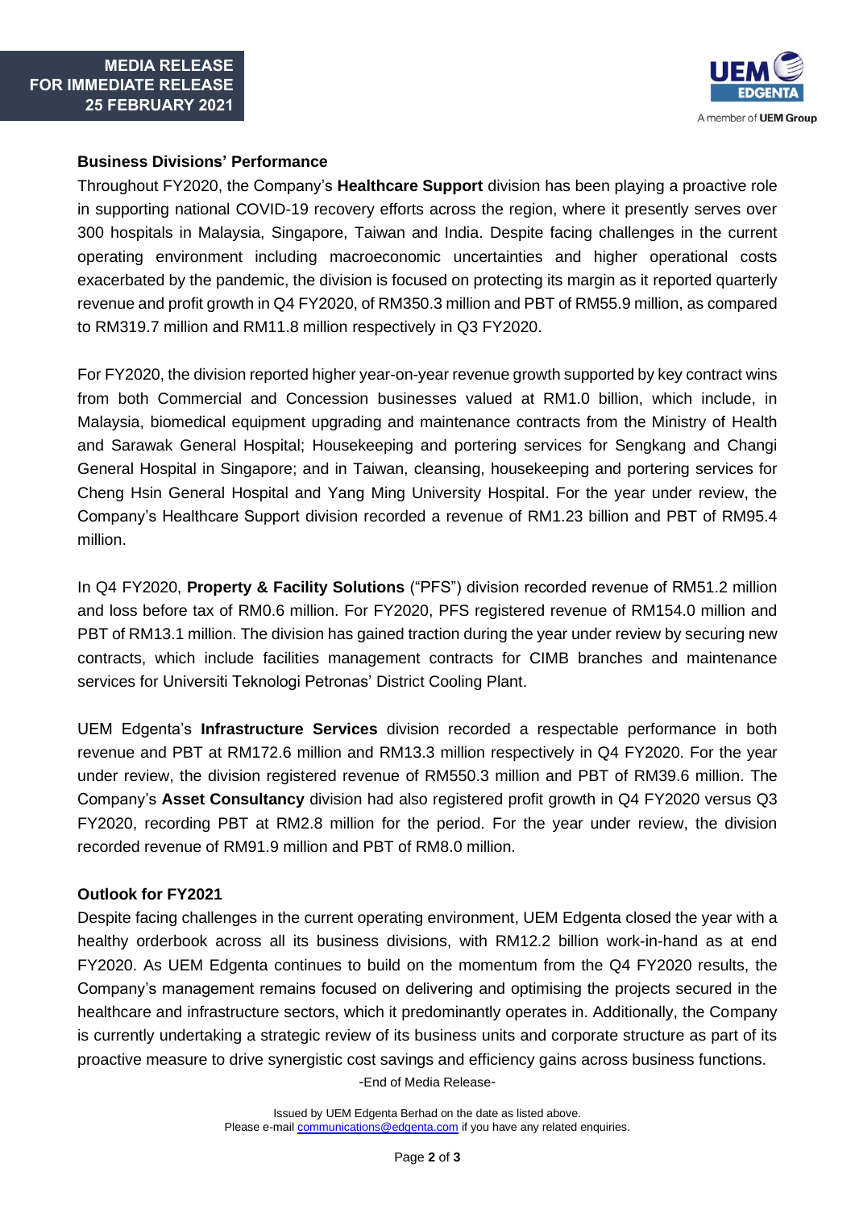## Business Divisions' Performance

Throughout FY2020, the Company's **Healthcare Support** division has been playing a proactive role in supporting national COVID-19 recovery efforts across the region, where it presently serves over 300 hospitals in Malaysia, Singapore, Taiwan and India. Despite facing challenges in the current operating environment including macroeconomic uncertainties and higher operational costs exacerbated by the pandemic, the division is focused on protecting its margin as it reported quarterly revenue and profit growth in Q4 FY2020, of RM350.3 million and PBT of RM55.9 million, as compared to RM319.7 million and RM11.8 million respectively in Q3 FY2020.

For FY2020, the division reported higher year-on-year revenue growth supported by key contract wins from both Commercial and Concession businesses valued at RM1.0 billion, which include, in Malaysia, biomedical equipment upgrading and maintenance contracts from the Ministry of Health and Sarawak General Hospital; Housekeeping and portering services for Sengkang and Changi General Hospital in Singapore; and in Taiwan, cleansing, housekeeping and portering services for Cheng Hsin General Hospital and Yang Ming University Hospital. For the year under review, the Company's Healthcare Support division recorded a revenue of RM1.23 billion and PBT of RM95.4 million.

In Q4 FY2020, **Property & Facility Solutions** ("PFS") division recorded revenue of RM51.2 million and loss before tax of RM0.6 million. For FY2020, PFS registered revenue of RM154.0 million and PBT of RM13.1 million. The division has gained traction during the year under review by securing new contracts, which include facilities management contracts for CIMB branches and maintenance services for Universiti Teknologi Petronas' District Cooling Plant.

UEM Edgenta's **Infrastructure Services** division recorded a respectable performance in both revenue and PBT at RM172.6 million and RM13.3 million respectively in Q4 FY2020. For the year under review, the division registered revenue of RM550.3 million and PBT of RM39.6 million. The Company's **Asset Consultancy** division had also registered profit growth in Q4 FY2020 versus Q3 FY2020, recording PBT at RM2.8 million for the period. For the year under review, the division recorded revenue of RM91.9 million and PBT of RM8.0 million.

## Outlook for FY2021

Despite facing challenges in the current operating environment, UEM Edgenta closed the year with a healthy orderbook across all its business divisions, with RM12.2 billion work-in-hand as at end FY2020. As UEM Edgenta continues to build on the momentum from the Q4 FY2020 results, the Company's management remains focused on delivering and optimising the projects secured in the healthcare and infrastructure sectors, which it predominantly operates in. Additionally, the Company is currently undertaking a strategic review of its business units and corporate structure as part of its proactive measure to drive synergistic cost savings and efficiency gains across business functions.

-End of Media Release-

Issued by UEM Edgenta Berhad on the date as listed above.
Please e-mail communications@edgenta.com if you have any related enquiries.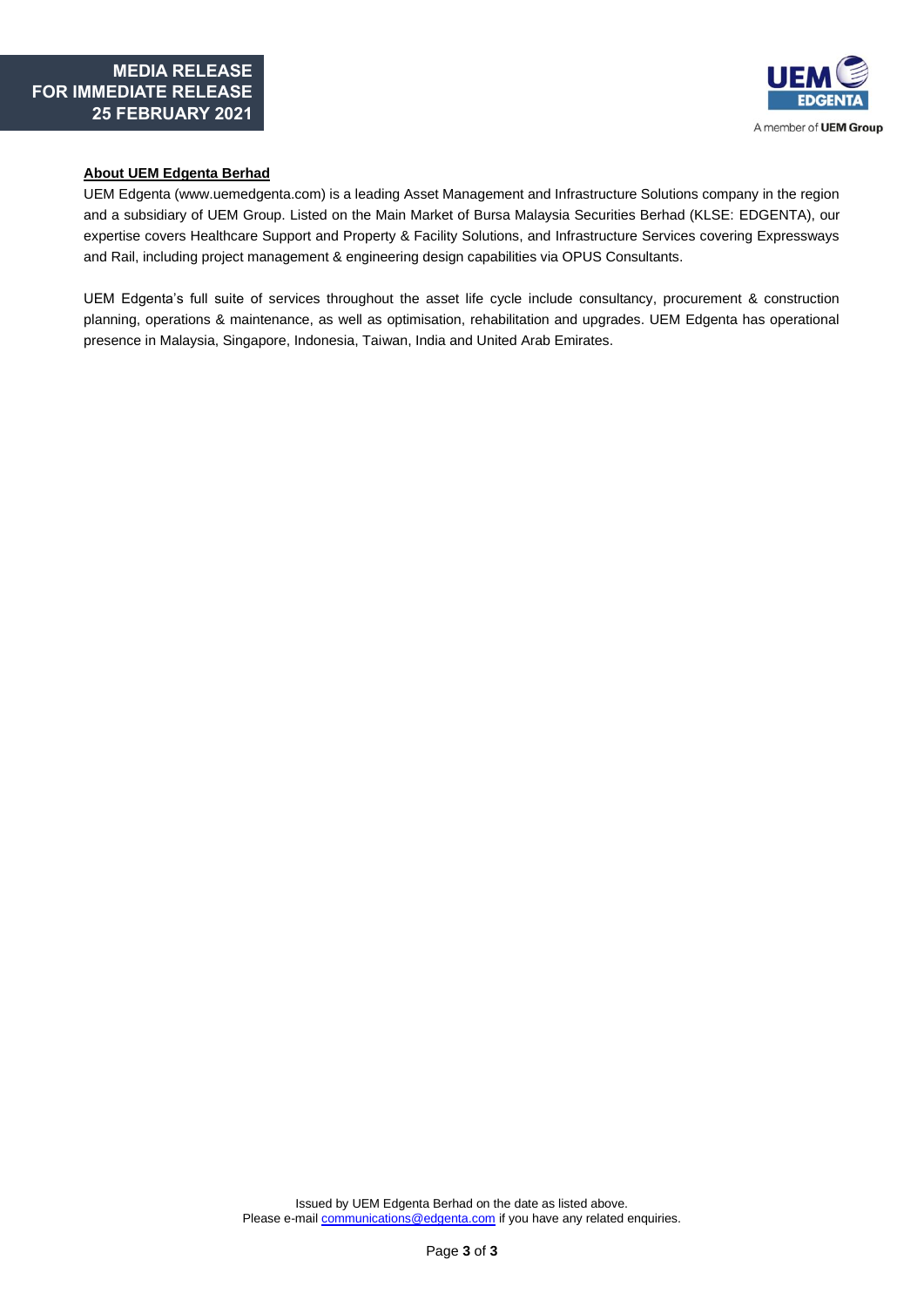**About UEM Edgenta Berhad**

UEM Edgenta (www.uemedgenta.com) is a leading Asset Management and Infrastructure Solutions company in the region and a subsidiary of UEM Group. Listed on the Main Market of Bursa Malaysia Securities Berhad (KLSE: EDGENTA), our expertise covers Healthcare Support and Property & Facility Solutions, and Infrastructure Services covering Expressways and Rail, including project management & engineering design capabilities via OPUS Consultants.

UEM Edgenta's full suite of services throughout the asset life cycle include consultancy, procurement & construction planning, operations & maintenance, as well as optimisation, rehabilitation and upgrades. UEM Edgenta has operational presence in Malaysia, Singapore, Indonesia, Taiwan, India and United Arab Emirates.

Issued by UEM Edgenta Berhad on the date as listed above.
Please e-mail communications@edgenta.com if you have any related enquiries.